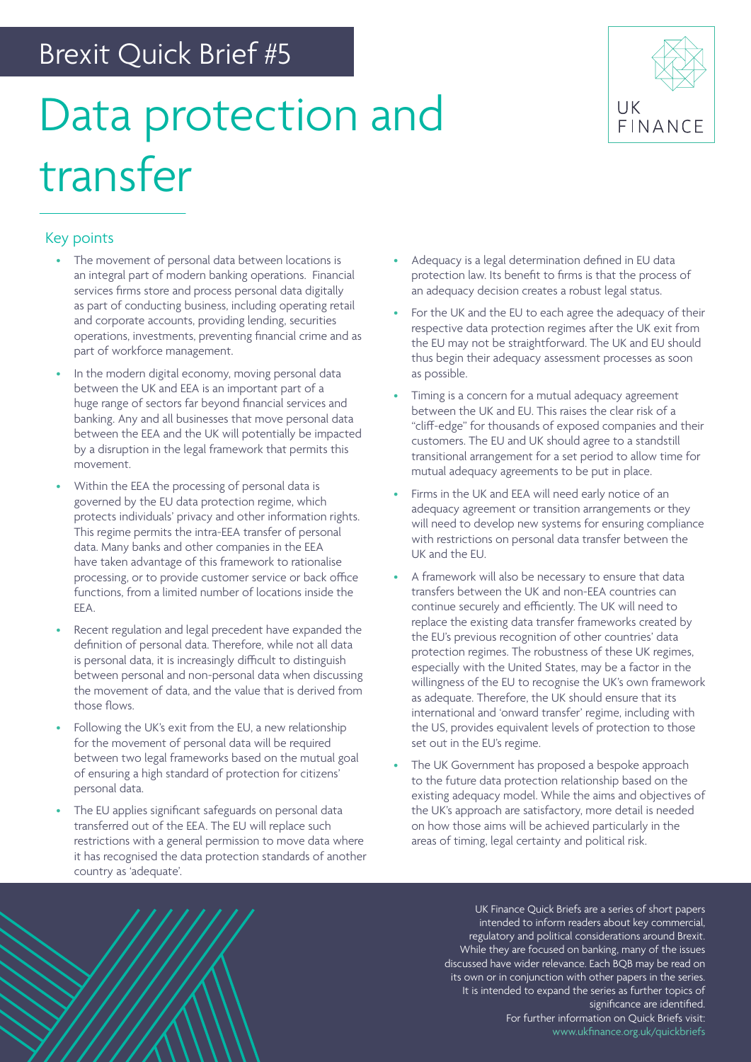Brexit Quick Brief #5

# Data protection and transfer

## Key points

- The movement of personal data between locations is an integral part of modern banking operations. Financial services firms store and process personal data digitally as part of conducting business, including operating retail and corporate accounts, providing lending, securities operations, investments, preventing financial crime and as part of workforce management.
- In the modern digital economy, moving personal data between the UK and EEA is an important part of a huge range of sectors far beyond financial services and banking. Any and all businesses that move personal data between the EEA and the UK will potentially be impacted by a disruption in the legal framework that permits this movement.
- Within the EEA the processing of personal data is governed by the EU data protection regime, which protects individuals' privacy and other information rights. This regime permits the intra-EEA transfer of personal data. Many banks and other companies in the EEA have taken advantage of this framework to rationalise processing, or to provide customer service or back office functions, from a limited number of locations inside the EEA.
- Recent regulation and legal precedent have expanded the definition of personal data. Therefore, while not all data is personal data, it is increasingly difficult to distinguish between personal and non-personal data when discussing the movement of data, and the value that is derived from those flows.
- Following the UK's exit from the EU, a new relationship for the movement of personal data will be required between two legal frameworks based on the mutual goal of ensuring a high standard of protection for citizens' personal data.
- The EU applies significant safeguards on personal data transferred out of the EEA. The EU will replace such restrictions with a general permission to move data where it has recognised the data protection standards of another country as 'adequate'.
- Adequacy is a legal determination defined in EU data protection law. Its benefit to firms is that the process of an adequacy decision creates a robust legal status.
- For the UK and the EU to each agree the adequacy of their respective data protection regimes after the UK exit from the EU may not be straightforward. The UK and EU should thus begin their adequacy assessment processes as soon as possible.
- Timing is a concern for a mutual adequacy agreement between the UK and EU. This raises the clear risk of a "cliff-edge" for thousands of exposed companies and their customers. The EU and UK should agree to a standstill transitional arrangement for a set period to allow time for mutual adequacy agreements to be put in place.
- Firms in the UK and EEA will need early notice of an adequacy agreement or transition arrangements or they will need to develop new systems for ensuring compliance with restrictions on personal data transfer between the UK and the EU.
- A framework will also be necessary to ensure that data transfers between the UK and non-EEA countries can continue securely and efficiently. The UK will need to replace the existing data transfer frameworks created by the EU's previous recognition of other countries' data protection regimes. The robustness of these UK regimes, especially with the United States, may be a factor in the willingness of the EU to recognise the UK's own framework as adequate. Therefore, the UK should ensure that its international and 'onward transfer' regime, including with the US, provides equivalent levels of protection to those set out in the EU's regime.
- The UK Government has proposed a bespoke approach to the future data protection relationship based on the existing adequacy model. While the aims and objectives of the UK's approach are satisfactory, more detail is needed on how those aims will be achieved particularly in the areas of timing, legal certainty and political risk.

UK Finance Quick Briefs are a series of short papers intended to inform readers about key commercial, regulatory and political considerations around Brexit. While they are focused on banking, many of the issues discussed have wider relevance. Each BQB may be read on its own or in conjunction with other papers in the series. It is intended to expand the series as further topics of significance are identified.
For further information on Quick Briefs visit: www.ukfinance.org.uk/quickbriefs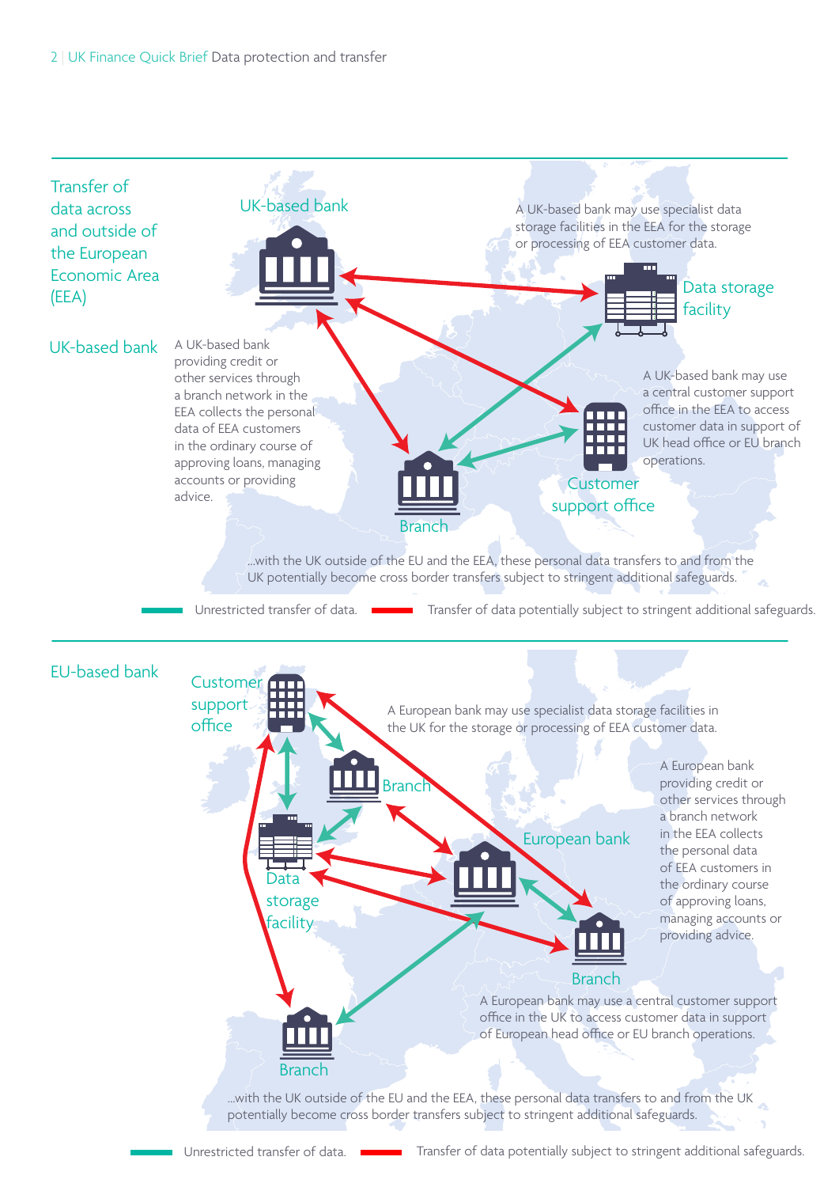## Transfer of data across and outside of the European Economic Area (EEA)

### UK-based bank

UK-based bank

A UK-based bank may use specialist data storage facilities in the EEA for the storage or processing of EEA customer data.

Data storage facility

A UK-based bank providing credit or other services through a branch network in the EEA collects the personal data of EEA customers in the ordinary course of approving loans, managing accounts or providing advice.

A UK-based bank may use a central customer support office in the EEA to access customer data in support of UK head office or EU branch operations.

Customer support office

Branch

...with the UK outside of the EU and the EEA, these personal data transfers to and from the UK potentially become cross border transfers subject to stringent additional safeguards.

Unrestricted transfer of data. Transfer of data potentially subject to stringent additional safeguards.

### EU-based bank

Customer support office

A European bank may use specialist data storage facilities in the UK for the storage or processing of EEA customer data.

Branch

A European bank providing credit or other services through a branch network in the EEA collects the personal data of EEA customers in the ordinary course of approving loans, managing accounts or providing advice.

European bank

Data storage facility

Branch

A European bank may use a central customer support office in the UK to access customer data in support of European head office or EU branch operations.

Branch

...with the UK outside of the EU and the EEA, these personal data transfers to and from the UK potentially become cross border transfers subject to stringent additional safeguards.

Unrestricted transfer of data. Transfer of data potentially subject to stringent additional safeguards.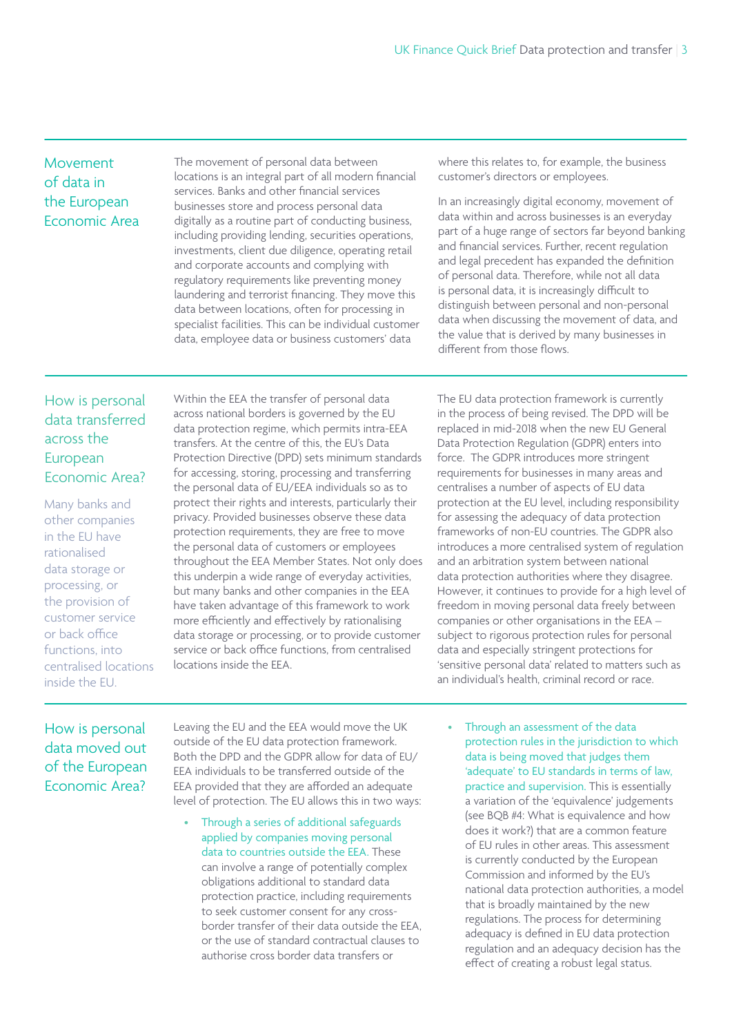## Movement of data in the European Economic Area

The movement of personal data between locations is an integral part of all modern financial services. Banks and other financial services businesses store and process personal data digitally as a routine part of conducting business, including providing lending, securities operations, investments, client due diligence, operating retail and corporate accounts and complying with regulatory requirements like preventing money laundering and terrorist financing. They move this data between locations, often for processing in specialist facilities. This can be individual customer data, employee data or business customers' data where this relates to, for example, the business customer's directors or employees.

In an increasingly digital economy, movement of data within and across businesses is an everyday part of a huge range of sectors far beyond banking and financial services. Further, recent regulation and legal precedent has expanded the definition of personal data. Therefore, while not all data is personal data, it is increasingly difficult to distinguish between personal and non-personal data when discussing the movement of data, and the value that is derived by many businesses in different from those flows.

## How is personal data transferred across the European Economic Area?

Many banks and other companies in the EU have rationalised data storage or processing, or the provision of customer service or back office functions, into centralised locations inside the EU.

Within the EEA the transfer of personal data across national borders is governed by the EU data protection regime, which permits intra-EEA transfers. At the centre of this, the EU's Data Protection Directive (DPD) sets minimum standards for accessing, storing, processing and transferring the personal data of EU/EEA individuals so as to protect their rights and interests, particularly their privacy. Provided businesses observe these data protection requirements, they are free to move the personal data of customers or employees throughout the EEA Member States. Not only does this underpin a wide range of everyday activities, but many banks and other companies in the EEA have taken advantage of this framework to work more efficiently and effectively by rationalising data storage or processing, or to provide customer service or back office functions, from centralised locations inside the EEA.

The EU data protection framework is currently in the process of being revised. The DPD will be replaced in mid-2018 when the new EU General Data Protection Regulation (GDPR) enters into force. The GDPR introduces more stringent requirements for businesses in many areas and centralises a number of aspects of EU data protection at the EU level, including responsibility for assessing the adequacy of data protection frameworks of non-EU countries. The GDPR also introduces a more centralised system of regulation and an arbitration system between national data protection authorities where they disagree. However, it continues to provide for a high level of freedom in moving personal data freely between companies or other organisations in the EEA – subject to rigorous protection rules for personal data and especially stringent protections for 'sensitive personal data' related to matters such as an individual's health, criminal record or race.

## How is personal data moved out of the European Economic Area?

Leaving the EU and the EEA would move the UK outside of the EU data protection framework. Both the DPD and the GDPR allow for data of EU/EEA individuals to be transferred outside of the EEA provided that they are afforded an adequate level of protection. The EU allows this in two ways:

- Through a series of additional safeguards applied by companies moving personal data to countries outside the EEA. These can involve a range of potentially complex obligations additional to standard data protection practice, including requirements to seek customer consent for any cross-border transfer of their data outside the EEA, or the use of standard contractual clauses to authorise cross border data transfers or
- Through an assessment of the data protection rules in the jurisdiction to which data is being moved that judges them 'adequate' to EU standards in terms of law, practice and supervision. This is essentially a variation of the 'equivalence' judgements (see BQB #4: What is equivalence and how does it work?) that are a common feature of EU rules in other areas. This assessment is currently conducted by the European Commission and informed by the EU's national data protection authorities, a model that is broadly maintained by the new regulations. The process for determining adequacy is defined in EU data protection regulation and an adequacy decision has the effect of creating a robust legal status.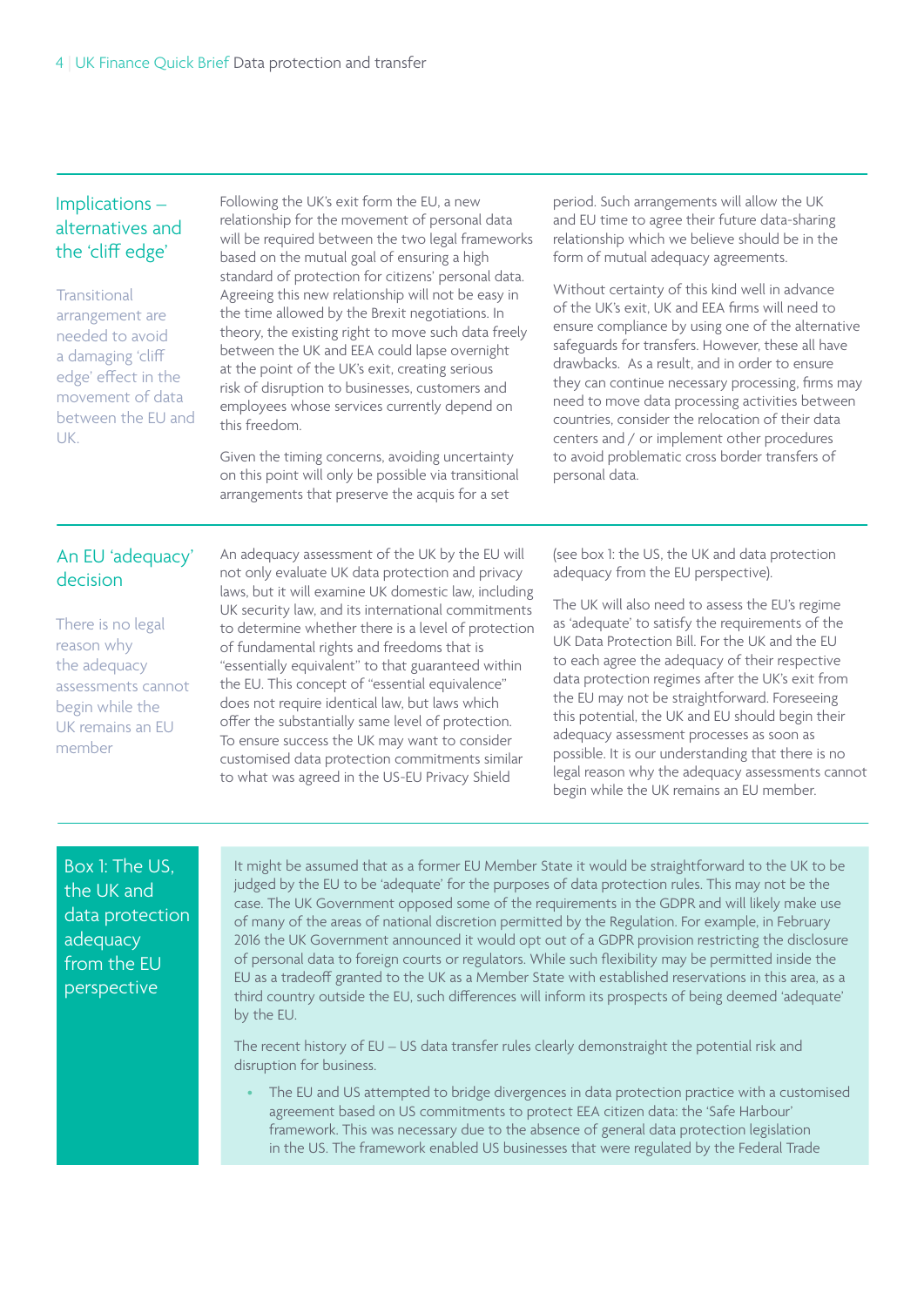## Implications – alternatives and the 'cliff edge'

Transitional arrangement are needed to avoid a damaging 'cliff edge' effect in the movement of data between the EU and UK.

Following the UK's exit form the EU, a new relationship for the movement of personal data will be required between the two legal frameworks based on the mutual goal of ensuring a high standard of protection for citizens' personal data. Agreeing this new relationship will not be easy in the time allowed by the Brexit negotiations. In theory, the existing right to move such data freely between the UK and EEA could lapse overnight at the point of the UK's exit, creating serious risk of disruption to businesses, customers and employees whose services currently depend on this freedom.

Given the timing concerns, avoiding uncertainty on this point will only be possible via transitional arrangements that preserve the acquis for a set period. Such arrangements will allow the UK and EU time to agree their future data-sharing relationship which we believe should be in the form of mutual adequacy agreements.

Without certainty of this kind well in advance of the UK's exit, UK and EEA firms will need to ensure compliance by using one of the alternative safeguards for transfers. However, these all have drawbacks. As a result, and in order to ensure they can continue necessary processing, firms may need to move data processing activities between countries, consider the relocation of their data centers and / or implement other procedures to avoid problematic cross border transfers of personal data.

## An EU 'adequacy' decision

There is no legal reason why the adequacy assessments cannot begin while the UK remains an EU member

An adequacy assessment of the UK by the EU will not only evaluate UK data protection and privacy laws, but it will examine UK domestic law, including UK security law, and its international commitments to determine whether there is a level of protection of fundamental rights and freedoms that is "essentially equivalent" to that guaranteed within the EU. This concept of "essential equivalence" does not require identical law, but laws which offer the substantially same level of protection. To ensure success the UK may want to consider customised data protection commitments similar to what was agreed in the US-EU Privacy Shield (see box 1: the US, the UK and data protection adequacy from the EU perspective).

The UK will also need to assess the EU's regime as 'adequate' to satisfy the requirements of the UK Data Protection Bill. For the UK and the EU to each agree the adequacy of their respective data protection regimes after the UK's exit from the EU may not be straightforward. Foreseeing this potential, the UK and EU should begin their adequacy assessment processes as soon as possible. It is our understanding that there is no legal reason why the adequacy assessments cannot begin while the UK remains an EU member.

### Box 1: The US, the UK and data protection adequacy from the EU perspective

It might be assumed that as a former EU Member State it would be straightforward to the UK to be judged by the EU to be 'adequate' for the purposes of data protection rules. This may not be the case. The UK Government opposed some of the requirements in the GDPR and will likely make use of many of the areas of national discretion permitted by the Regulation. For example, in February 2016 the UK Government announced it would opt out of a GDPR provision restricting the disclosure of personal data to foreign courts or regulators. While such flexibility may be permitted inside the EU as a tradeoff granted to the UK as a Member State with established reservations in this area, as a third country outside the EU, such differences will inform its prospects of being deemed 'adequate' by the EU.

The recent history of EU – US data transfer rules clearly demonstraight the potential risk and disruption for business.

- The EU and US attempted to bridge divergences in data protection practice with a customised agreement based on US commitments to protect EEA citizen data: the 'Safe Harbour' framework. This was necessary due to the absence of general data protection legislation in the US. The framework enabled US businesses that were regulated by the Federal Trade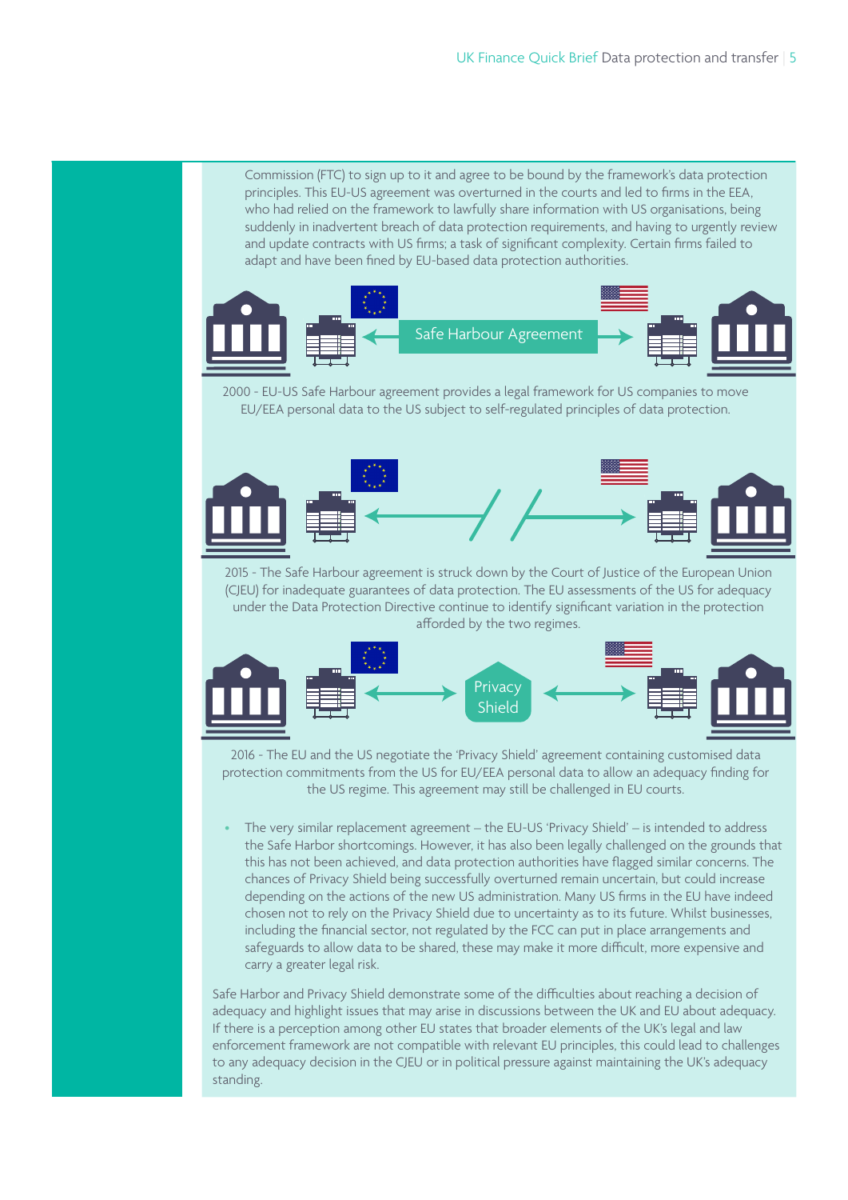Commission (FTC) to sign up to it and agree to be bound by the framework's data protection principles. This EU-US agreement was overturned in the courts and led to firms in the EEA, who had relied on the framework to lawfully share information with US organisations, being suddenly in inadvertent breach of data protection requirements, and having to urgently review and update contracts with US firms; a task of significant complexity. Certain firms failed to adapt and have been fined by EU-based data protection authorities.

Safe Harbour Agreement

2000 - EU-US Safe Harbour agreement provides a legal framework for US companies to move EU/EEA personal data to the US subject to self-regulated principles of data protection.

2015 - The Safe Harbour agreement is struck down by the Court of Justice of the European Union (CJEU) for inadequate guarantees of data protection. The EU assessments of the US for adequacy under the Data Protection Directive continue to identify significant variation in the protection afforded by the two regimes.

Privacy Shield

2016 - The EU and the US negotiate the 'Privacy Shield' agreement containing customised data protection commitments from the US for EU/EEA personal data to allow an adequacy finding for the US regime. This agreement may still be challenged in EU courts.

- The very similar replacement agreement – the EU-US 'Privacy Shield' – is intended to address the Safe Harbor shortcomings. However, it has also been legally challenged on the grounds that this has not been achieved, and data protection authorities have flagged similar concerns. The chances of Privacy Shield being successfully overturned remain uncertain, but could increase depending on the actions of the new US administration. Many US firms in the EU have indeed chosen not to rely on the Privacy Shield due to uncertainty as to its future. Whilst businesses, including the financial sector, not regulated by the FCC can put in place arrangements and safeguards to allow data to be shared, these may make it more difficult, more expensive and carry a greater legal risk.

Safe Harbor and Privacy Shield demonstrate some of the difficulties about reaching a decision of adequacy and highlight issues that may arise in discussions between the UK and EU about adequacy. If there is a perception among other EU states that broader elements of the UK's legal and law enforcement framework are not compatible with relevant EU principles, this could lead to challenges to any adequacy decision in the CJEU or in political pressure against maintaining the UK's adequacy standing.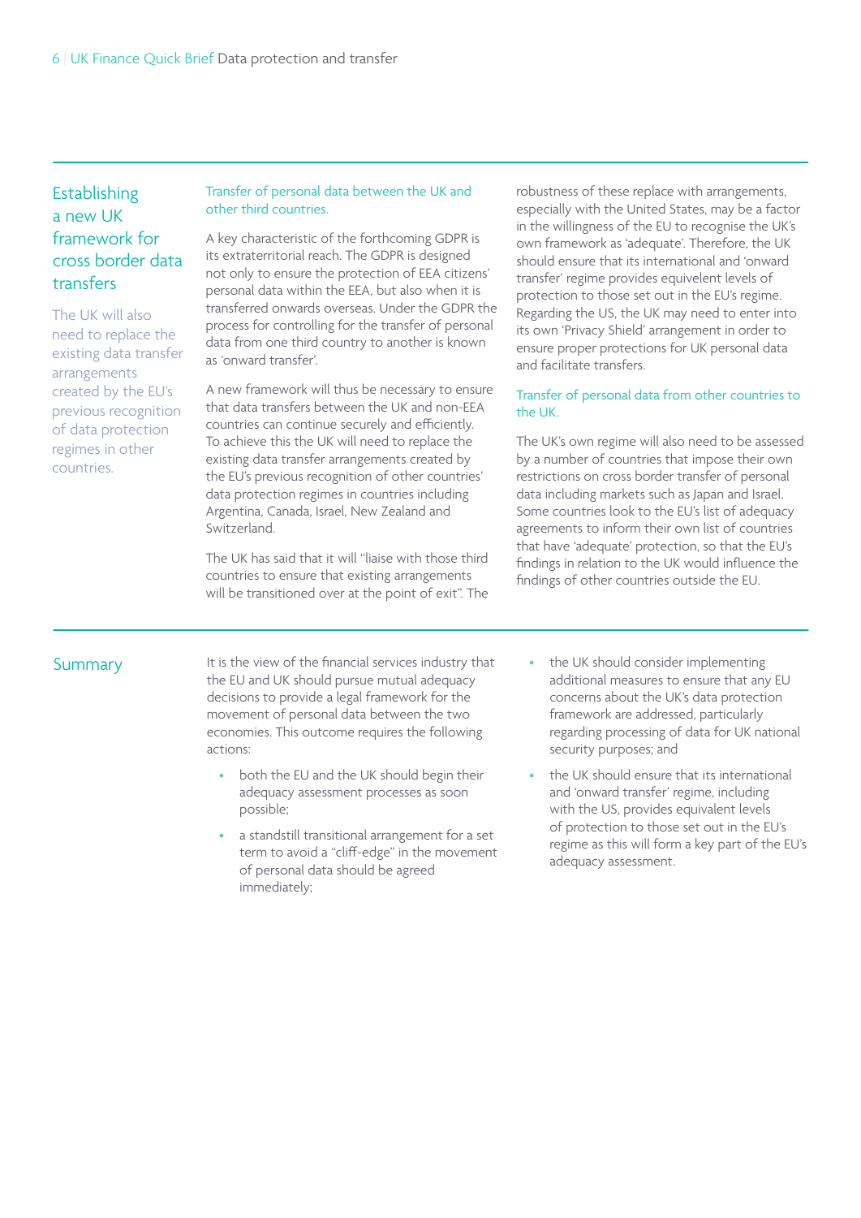## Establishing a new UK framework for cross border data transfers

The UK will also need to replace the existing data transfer arrangements created by the EU's previous recognition of data protection regimes in other countries.

### Transfer of personal data between the UK and other third countries.

A key characteristic of the forthcoming GDPR is its extraterritorial reach. The GDPR is designed not only to ensure the protection of EEA citizens' personal data within the EEA, but also when it is transferred onwards overseas. Under the GDPR the process for controlling for the transfer of personal data from one third country to another is known as 'onward transfer'.

A new framework will thus be necessary to ensure that data transfers between the UK and non-EEA countries can continue securely and efficiently. To achieve this the UK will need to replace the existing data transfer arrangements created by the EU's previous recognition of other countries' data protection regimes in countries including Argentina, Canada, Israel, New Zealand and Switzerland.

The UK has said that it will "liaise with those third countries to ensure that existing arrangements will be transitioned over at the point of exit". The robustness of these replace with arrangements, especially with the United States, may be a factor in the willingness of the EU to recognise the UK's own framework as 'adequate'. Therefore, the UK should ensure that its international and 'onward transfer' regime provides equivelent levels of protection to those set out in the EU's regime. Regarding the US, the UK may need to enter into its own 'Privacy Shield' arrangement in order to ensure proper protections for UK personal data and facilitate transfers.

### Transfer of personal data from other countries to the UK.

The UK's own regime will also need to be assessed by a number of countries that impose their own restrictions on cross border transfer of personal data including markets such as Japan and Israel. Some countries look to the EU's list of adequacy agreements to inform their own list of countries that have 'adequate' protection, so that the EU's findings in relation to the UK would influence the findings of other countries outside the EU.

## Summary

It is the view of the financial services industry that the EU and UK should pursue mutual adequacy decisions to provide a legal framework for the movement of personal data between the two economies. This outcome requires the following actions:

- both the EU and the UK should begin their adequacy assessment processes as soon possible;
- a standstill transitional arrangement for a set term to avoid a "cliff-edge" in the movement of personal data should be agreed immediately;
- the UK should consider implementing additional measures to ensure that any EU concerns about the UK's data protection framework are addressed, particularly regarding processing of data for UK national security purposes; and
- the UK should ensure that its international and 'onward transfer' regime, including with the US, provides equivalent levels of protection to those set out in the EU's regime as this will form a key part of the EU's adequacy assessment.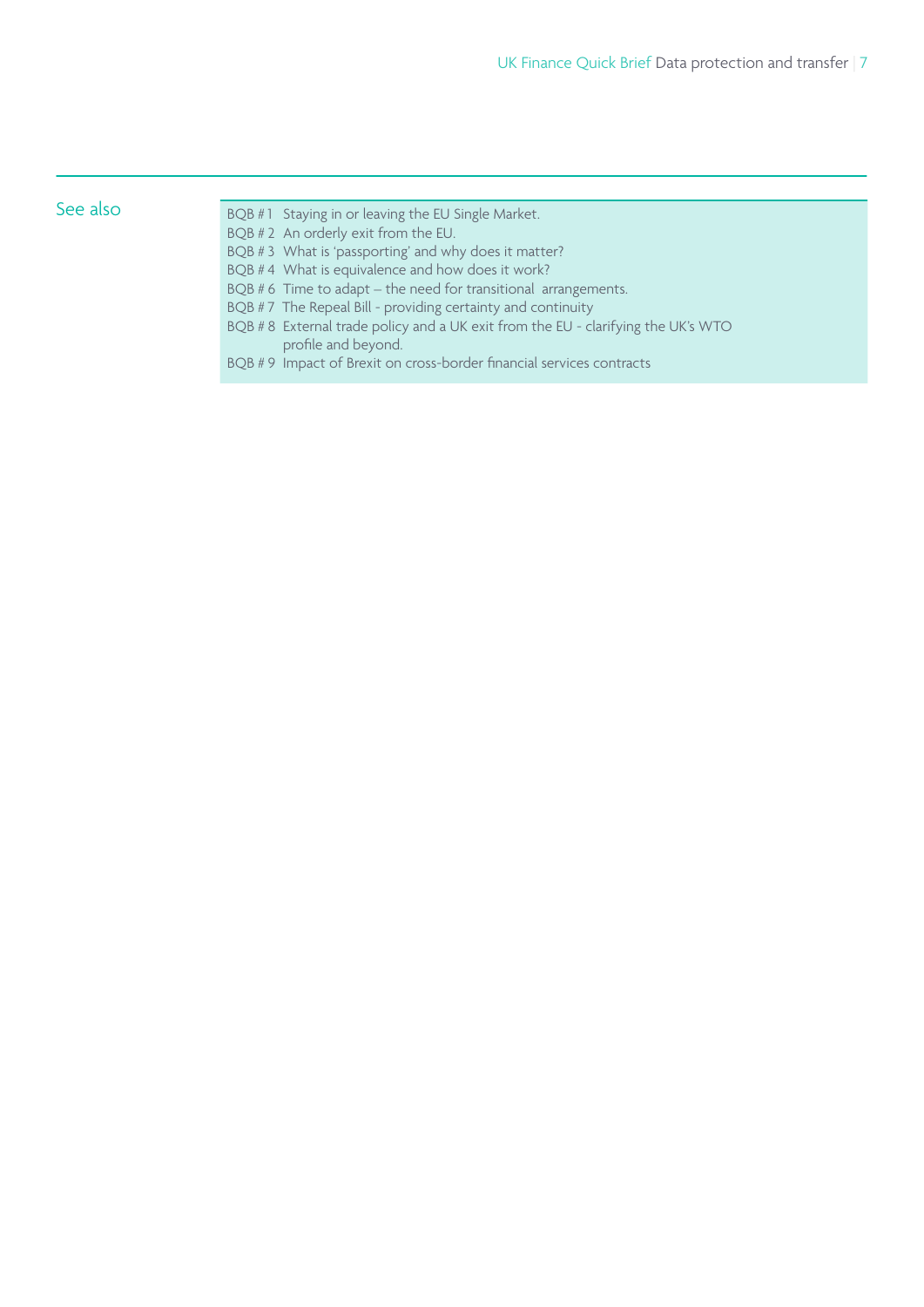## See also

- BQB # 1 Staying in or leaving the EU Single Market.
- BQB # 2 An orderly exit from the EU.
- BQB # 3 What is 'passporting' and why does it matter?
- BQB # 4 What is equivalence and how does it work?
- BQB # 6 Time to adapt – the need for transitional arrangements.
- BQB # 7 The Repeal Bill - providing certainty and continuity
- BQB # 8 External trade policy and a UK exit from the EU - clarifying the UK's WTO profile and beyond.
- BQB # 9 Impact of Brexit on cross-border financial services contracts